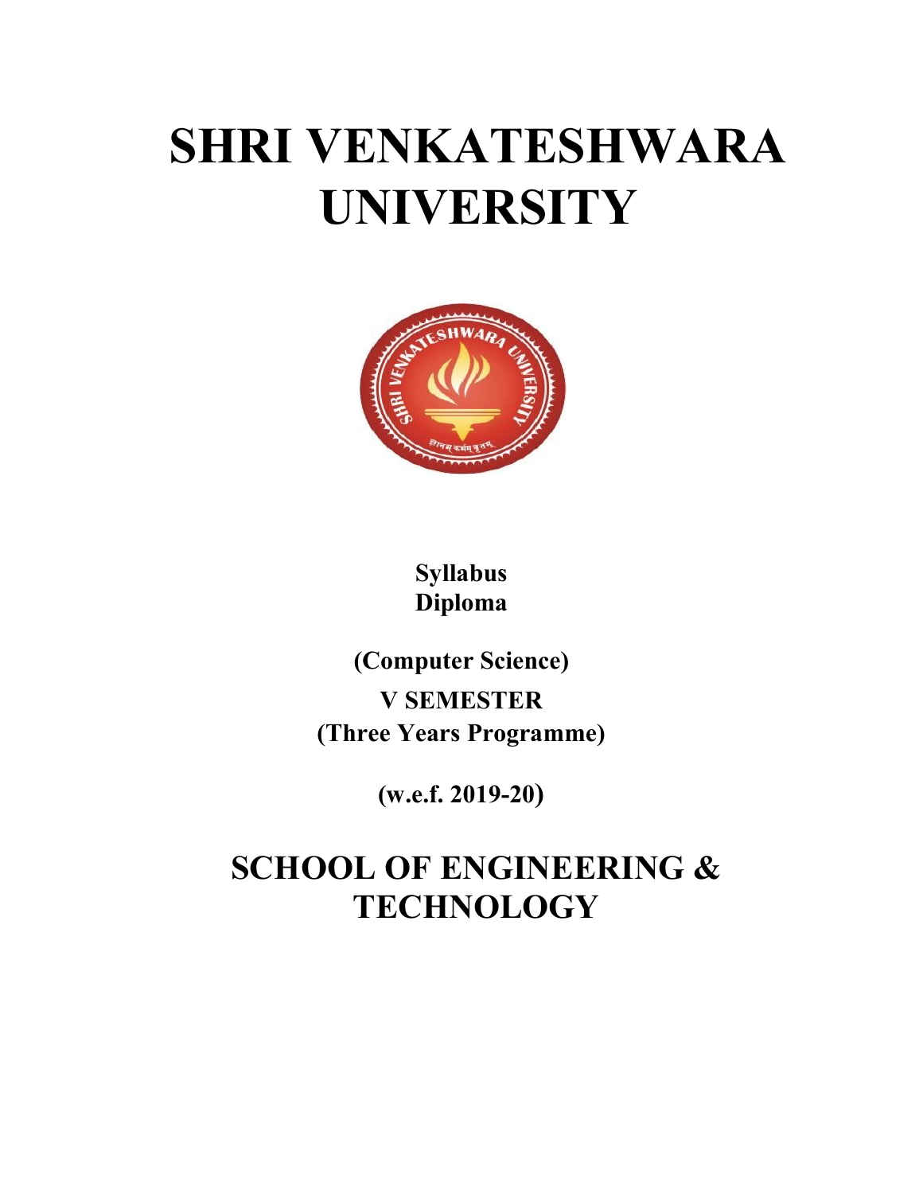# SHRI VENKATESHWARA UNIVERSITY

**Syllabus**
**Diploma**

**(Computer Science)**

**V SEMESTER**

**(Three Years Programme)**

**(w.e.f. 2019-20)**

## SCHOOL OF ENGINEERING & TECHNOLOGY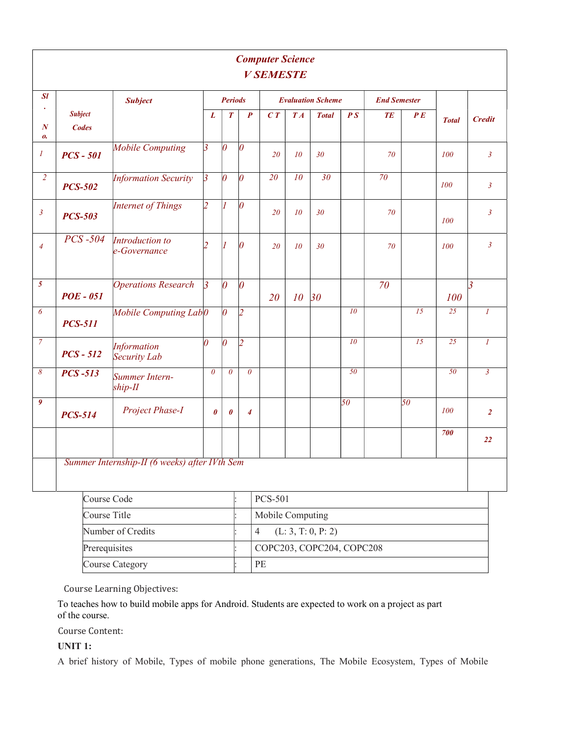| Sl. No. | Subject Codes | Subject | Periods | | | Evaluation Scheme | | | | End Semester | | Total | Credit |
|---|---|---|---|---|---|---|---|---|---|---|---|---|---|
| | | | L | T | P | C T | T A | Total | P S | TE | P E | | |
| 1 | PCS - 501 | Mobile Computing | 3 | 0 | 0 | 20 | 10 | 30 | | 70 | | 100 | 3 |
| 2 | PCS-502 | Information Security | 3 | 0 | 0 | 20 | 10 | 30 | | 70 | | 100 | 3 |
| 3 | PCS-503 | Internet of Things | 2 | 1 | 0 | 20 | 10 | 30 | | 70 | | 100 | 3 |
| 4 | PCS -504 | Introduction to e-Governance | 2 | 1 | 0 | 20 | 10 | 30 | | 70 | | 100 | 3 |
| 5 | POE - 051 | Operations Research | 3 | 0 | 0 | 20 | 10 | 30 | | 70 | | 100 | 3 |
| 6 | PCS-511 | Mobile Computing Lab | 0 | 0 | 2 | | | | 10 | | 15 | 25 | 1 |
| 7 | PCS - 512 | Information Security Lab | 0 | 0 | 2 | | | | 10 | | 15 | 25 | 1 |
| 8 | PCS -513 | Summer Intern-ship-II | 0 | 0 | 0 | | | | 50 | | | 50 | 3 |
| 9 | PCS-514 | Project Phase-I | 0 | 0 | 4 | | | | 50 | | 50 | 100 | 2 |
| | | | | | | | | | | | | 700 | 22 |
| | Summer Internship-II (6 weeks) after IVth Sem | | | | | | | | | | | | |

**Computer Science — V SEMESTE**

| Course Code | : | PCS-501 |
|---|---|---|
| Course Title | : | Mobile Computing |
| Number of Credits | : | 4 (L: 3, T: 0, P: 2) |
| Prerequisites | : | COPC203, COPC204, COPC208 |
| Course Category | : | PE |

Course Learning Objectives:

To teaches how to build mobile apps for Android. Students are expected to work on a project as part of the course.

Course Content:

**UNIT 1:**

A brief history of Mobile, Types of mobile phone generations, The Mobile Ecosystem, Types of Mobile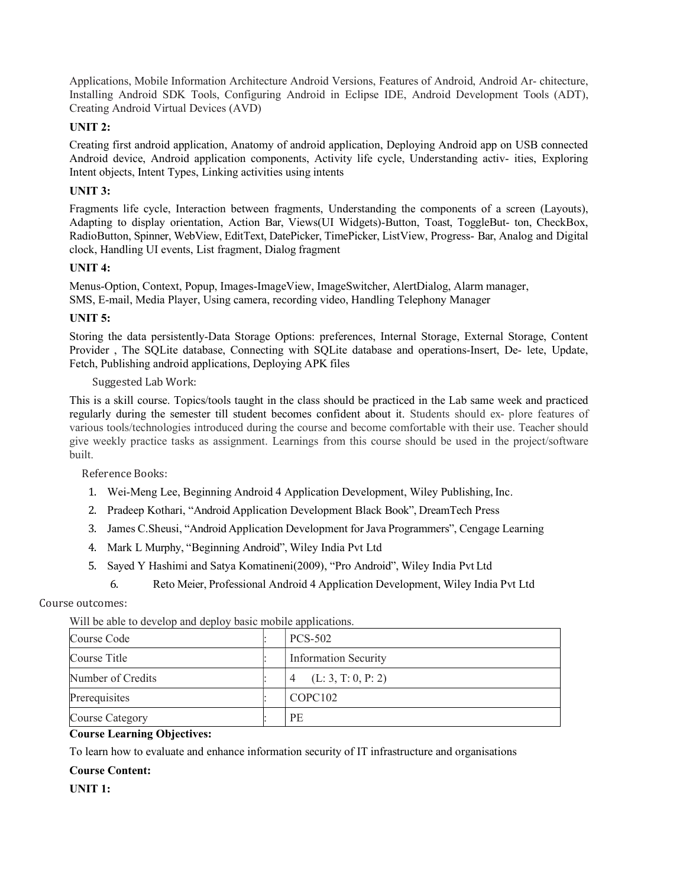Applications, Mobile Information Architecture Android Versions, Features of Android, Android Ar- chitecture, Installing Android SDK Tools, Configuring Android in Eclipse IDE, Android Development Tools (ADT), Creating Android Virtual Devices (AVD)

**UNIT 2:**

Creating first android application, Anatomy of android application, Deploying Android app on USB connected Android device, Android application components, Activity life cycle, Understanding activ- ities, Exploring Intent objects, Intent Types, Linking activities using intents

**UNIT 3:**

Fragments life cycle, Interaction between fragments, Understanding the components of a screen (Layouts), Adapting to display orientation, Action Bar, Views(UI Widgets)-Button, Toast, ToggleBut- ton, CheckBox, RadioButton, Spinner, WebView, EditText, DatePicker, TimePicker, ListView, Progress- Bar, Analog and Digital clock, Handling UI events, List fragment, Dialog fragment

**UNIT 4:**

Menus-Option, Context, Popup, Images-ImageView, ImageSwitcher, AlertDialog, Alarm manager, SMS, E-mail, Media Player, Using camera, recording video, Handling Telephony Manager

**UNIT 5:**

Storing the data persistently-Data Storage Options: preferences, Internal Storage, External Storage, Content Provider , The SQLite database, Connecting with SQLite database and operations-Insert, De- lete, Update, Fetch, Publishing android applications, Deploying APK files

Suggested Lab Work:

This is a skill course. Topics/tools taught in the class should be practiced in the Lab same week and practiced regularly during the semester till student becomes confident about it. Students should ex- plore features of various tools/technologies introduced during the course and become comfortable with their use. Teacher should give weekly practice tasks as assignment. Learnings from this course should be used in the project/software built.

Reference Books:

1. Wei-Meng Lee, Beginning Android 4 Application Development, Wiley Publishing, Inc.
2. Pradeep Kothari, "Android Application Development Black Book", DreamTech Press
3. James C.Sheusi, "Android Application Development for Java Programmers", Cengage Learning
4. Mark L Murphy, "Beginning Android", Wiley India Pvt Ltd
5. Sayed Y Hashimi and Satya Komatineni(2009), "Pro Android", Wiley India Pvt Ltd
6. Reto Meier, Professional Android 4 Application Development, Wiley India Pvt Ltd

Course outcomes:

Will be able to develop and deploy basic mobile applications.

| Course Code | : | PCS-502 |
|---|---|---|
| Course Title | : | Information Security |
| Number of Credits | : | 4 (L: 3, T: 0, P: 2) |
| Prerequisites | : | COPC102 |
| Course Category | : | PE |

**Course Learning Objectives:**

To learn how to evaluate and enhance information security of IT infrastructure and organisations

**Course Content:**

**UNIT 1:**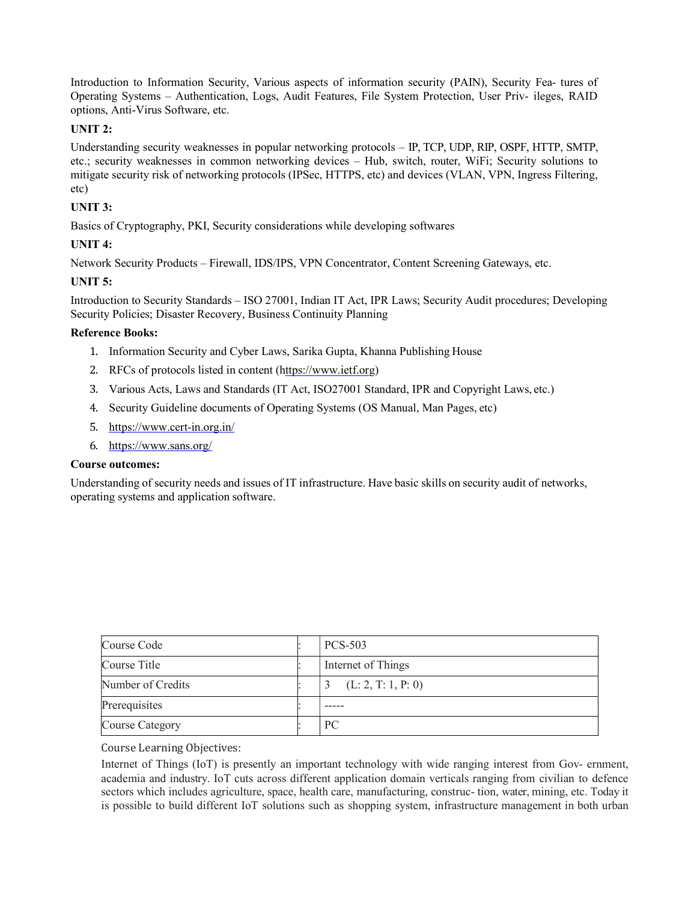Introduction to Information Security, Various aspects of information security (PAIN), Security Fea- tures of Operating Systems – Authentication, Logs, Audit Features, File System Protection, User Priv- ileges, RAID options, Anti-Virus Software, etc.

**UNIT 2:**

Understanding security weaknesses in popular networking protocols – IP, TCP, UDP, RIP, OSPF, HTTP, SMTP, etc.; security weaknesses in common networking devices – Hub, switch, router, WiFi; Security solutions to mitigate security risk of networking protocols (IPSec, HTTPS, etc) and devices (VLAN, VPN, Ingress Filtering, etc)

**UNIT 3:**

Basics of Cryptography, PKI, Security considerations while developing softwares

**UNIT 4:**

Network Security Products – Firewall, IDS/IPS, VPN Concentrator, Content Screening Gateways, etc.

**UNIT 5:**

Introduction to Security Standards – ISO 27001, Indian IT Act, IPR Laws; Security Audit procedures; Developing Security Policies; Disaster Recovery, Business Continuity Planning

**Reference Books:**

1. Information Security and Cyber Laws, Sarika Gupta, Khanna Publishing House
2. RFCs of protocols listed in content (https://www.ietf.org)
3. Various Acts, Laws and Standards (IT Act, ISO27001 Standard, IPR and Copyright Laws, etc.)
4. Security Guideline documents of Operating Systems (OS Manual, Man Pages, etc)
5. https://www.cert-in.org.in/
6. https://www.sans.org/

**Course outcomes:**

Understanding of security needs and issues of IT infrastructure. Have basic skills on security audit of networks, operating systems and application software.

| Course Code | : | PCS-503 |
|---|---|---|
| Course Title | : | Internet of Things |
| Number of Credits | : | 3 (L: 2, T: 1, P: 0) |
| Prerequisites | : | ----- |
| Course Category | : | PC |

Course Learning Objectives:

Internet of Things (IoT) is presently an important technology with wide ranging interest from Gov- ernment, academia and industry. IoT cuts across different application domain verticals ranging from civilian to defence sectors which includes agriculture, space, health care, manufacturing, construc- tion, water, mining, etc. Today it is possible to build different IoT solutions such as shopping system, infrastructure management in both urban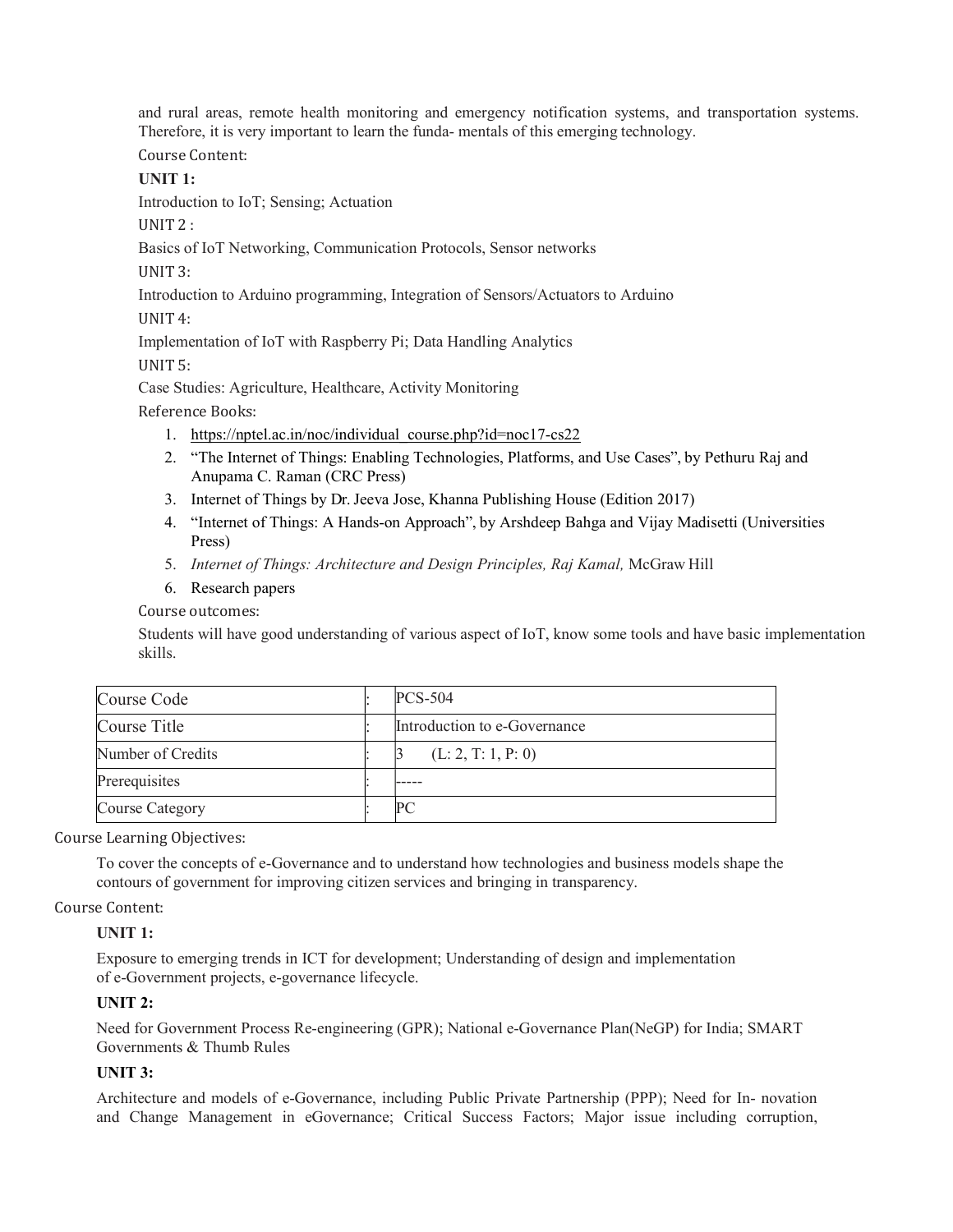and rural areas, remote health monitoring and emergency notification systems, and transportation systems. Therefore, it is very important to learn the funda- mentals of this emerging technology.

Course Content:

**UNIT 1:**

Introduction to IoT; Sensing; Actuation

UNIT 2 :

Basics of IoT Networking, Communication Protocols, Sensor networks

UNIT 3:

Introduction to Arduino programming, Integration of Sensors/Actuators to Arduino

UNIT 4:

Implementation of IoT with Raspberry Pi; Data Handling Analytics

UNIT 5:

Case Studies: Agriculture, Healthcare, Activity Monitoring

Reference Books:

1. https://nptel.ac.in/noc/individual_course.php?id=noc17-cs22
2. "The Internet of Things: Enabling Technologies, Platforms, and Use Cases", by Pethuru Raj and Anupama C. Raman (CRC Press)
3. Internet of Things by Dr. Jeeva Jose, Khanna Publishing House (Edition 2017)
4. "Internet of Things: A Hands-on Approach", by Arshdeep Bahga and Vijay Madisetti (Universities Press)
5. *Internet of Things: Architecture and Design Principles, Raj Kamal,* McGraw Hill
6. Research papers

Course outcomes:

Students will have good understanding of various aspect of IoT, know some tools and have basic implementation skills.

| Course Code | : | PCS-504 |
|---|---|---|
| Course Title | : | Introduction to e-Governance |
| Number of Credits | : | 3 (L: 2, T: 1, P: 0) |
| Prerequisites | : | ----- |
| Course Category | : | PC |

Course Learning Objectives:

To cover the concepts of e-Governance and to understand how technologies and business models shape the contours of government for improving citizen services and bringing in transparency.

Course Content:

**UNIT 1:**

Exposure to emerging trends in ICT for development; Understanding of design and implementation of e-Government projects, e-governance lifecycle.

**UNIT 2:**

Need for Government Process Re-engineering (GPR); National e-Governance Plan(NeGP) for India; SMART Governments & Thumb Rules

**UNIT 3:**

Architecture and models of e-Governance, including Public Private Partnership (PPP); Need for In- novation and Change Management in eGovernance; Critical Success Factors; Major issue including corruption,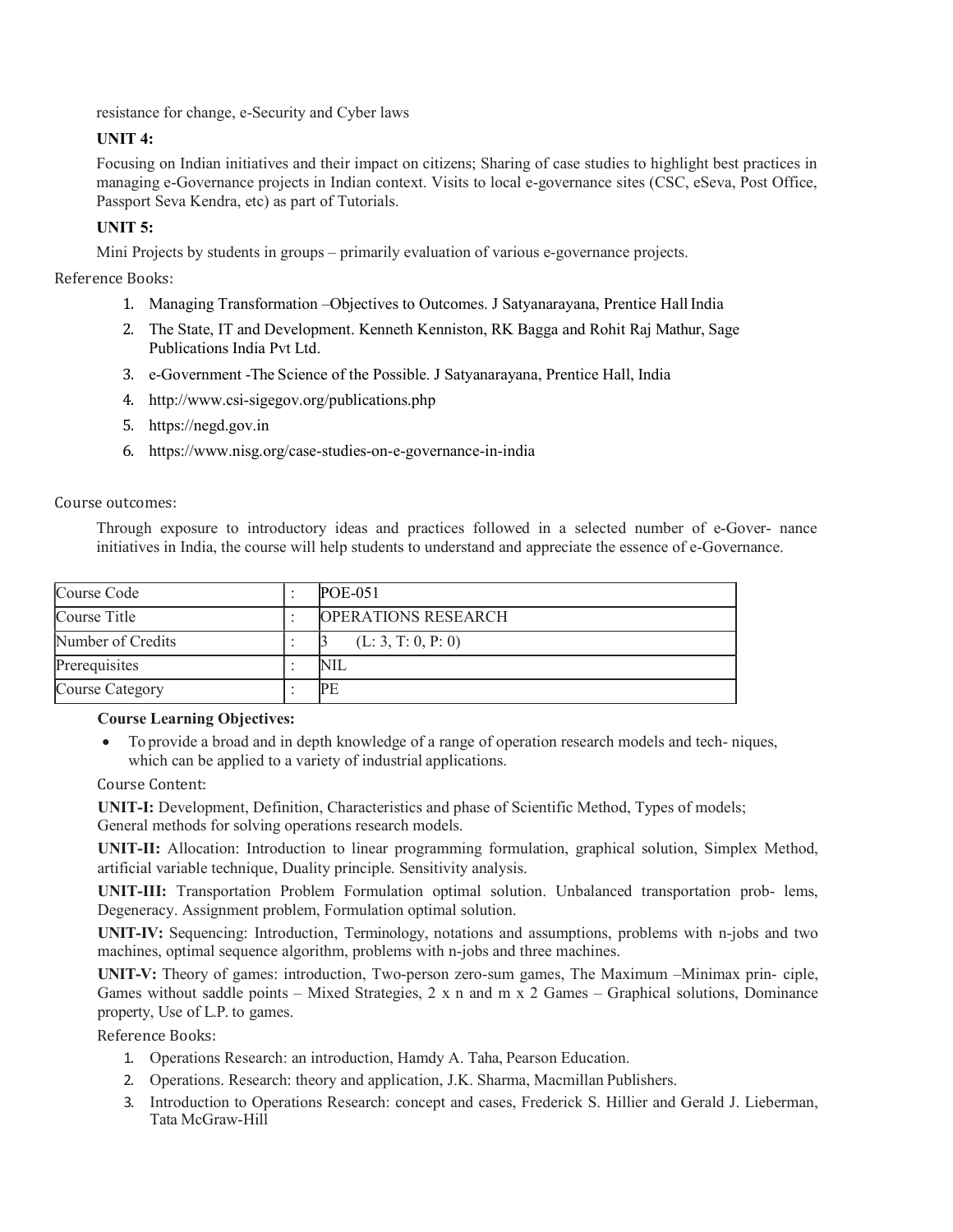resistance for change, e-Security and Cyber laws

**UNIT 4:**

Focusing on Indian initiatives and their impact on citizens; Sharing of case studies to highlight best practices in managing e-Governance projects in Indian context. Visits to local e-governance sites (CSC, eSeva, Post Office, Passport Seva Kendra, etc) as part of Tutorials.

**UNIT 5:**

Mini Projects by students in groups – primarily evaluation of various e-governance projects.

Reference Books:

1. Managing Transformation –Objectives to Outcomes. J Satyanarayana, Prentice Hall India
2. The State, IT and Development. Kenneth Kenniston, RK Bagga and Rohit Raj Mathur, Sage Publications India Pvt Ltd.
3. e-Government -The Science of the Possible. J Satyanarayana, Prentice Hall, India
4. http://www.csi-sigegov.org/publications.php
5. https://negd.gov.in
6. https://www.nisg.org/case-studies-on-e-governance-in-india

Course outcomes:

Through exposure to introductory ideas and practices followed in a selected number of e-Gover- nance initiatives in India, the course will help students to understand and appreciate the essence of e-Governance.

| Course Code | : | POE-051 |
|---|---|---|
| Course Title | : | OPERATIONS RESEARCH |
| Number of Credits | : | 3 (L: 3, T: 0, P: 0) |
| Prerequisites | : | NIL |
| Course Category | : | PE |

**Course Learning Objectives:**

- To provide a broad and in depth knowledge of a range of operation research models and tech- niques, which can be applied to a variety of industrial applications.

Course Content:

**UNIT-I:** Development, Definition, Characteristics and phase of Scientific Method, Types of models; General methods for solving operations research models.

**UNIT-II:** Allocation: Introduction to linear programming formulation, graphical solution, Simplex Method, artificial variable technique, Duality principle. Sensitivity analysis.

**UNIT-III:** Transportation Problem Formulation optimal solution. Unbalanced transportation prob- lems, Degeneracy. Assignment problem, Formulation optimal solution.

**UNIT-IV:** Sequencing: Introduction, Terminology, notations and assumptions, problems with n-jobs and two machines, optimal sequence algorithm, problems with n-jobs and three machines.

**UNIT-V:** Theory of games: introduction, Two-person zero-sum games, The Maximum –Minimax prin- ciple, Games without saddle points – Mixed Strategies, 2 x n and m x 2 Games – Graphical solutions, Dominance property, Use of L.P. to games.

Reference Books:

1. Operations Research: an introduction, Hamdy A. Taha, Pearson Education.
2. Operations. Research: theory and application, J.K. Sharma, Macmillan Publishers.
3. Introduction to Operations Research: concept and cases, Frederick S. Hillier and Gerald J. Lieberman, Tata McGraw-Hill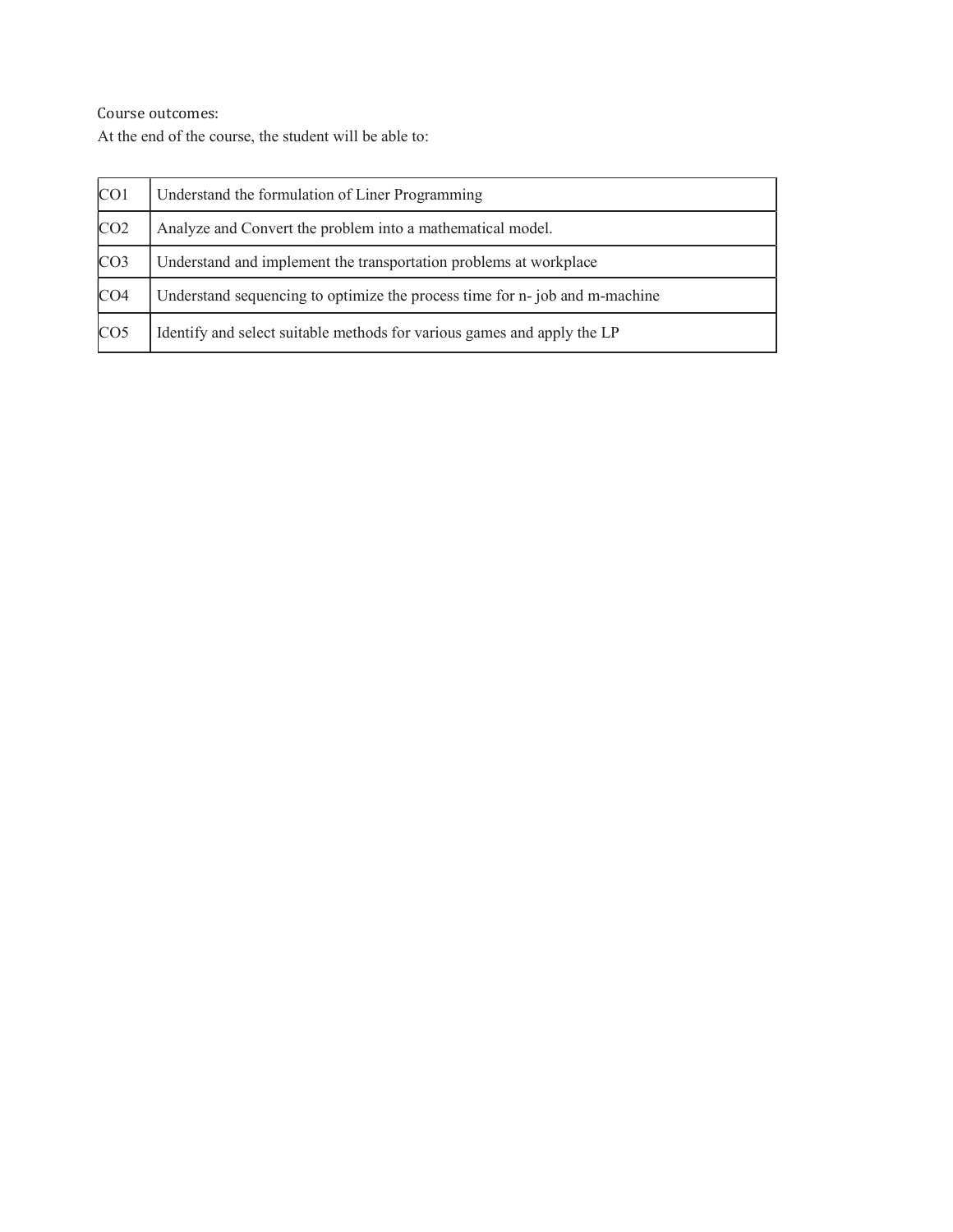Course outcomes:

At the end of the course, the student will be able to:

| | |
|---|---|
| CO1 | Understand the formulation of Liner Programming |
| CO2 | Analyze and Convert the problem into a mathematical model. |
| CO3 | Understand and implement the transportation problems at workplace |
| CO4 | Understand sequencing to optimize the process time for n- job and m-machine |
| CO5 | Identify and select suitable methods for various games and apply the LP |